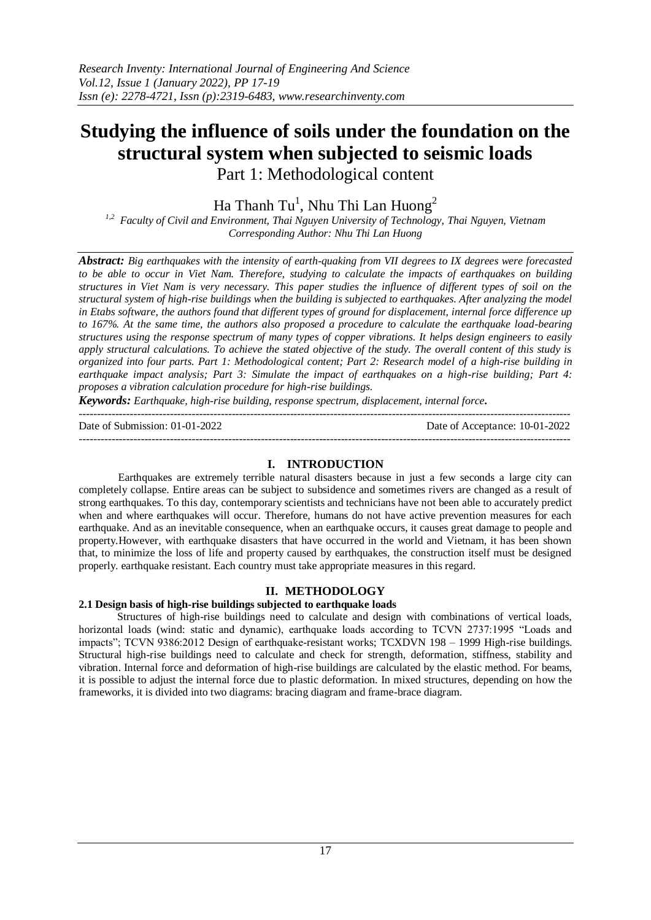# Studying the influence of soils under the foundation on the structural system when subjected to seismic loads

Part 1: Methodological content

Ha Thanh Tu[1], Nhu Thi Lan Huong[2]

[1,2] *Faculty of Civil and Environment, Thai Nguyen University of Technology, Thai Nguyen, Vietnam*
*Corresponding Author: Nhu Thi Lan Huong*

***Abstract:*** *Big earthquakes with the intensity of earth-quaking from VII degrees to IX degrees were forecasted to be able to occur in Viet Nam. Therefore, studying to calculate the impacts of earthquakes on building structures in Viet Nam is very necessary. This paper studies the influence of different types of soil on the structural system of high-rise buildings when the building is subjected to earthquakes. After analyzing the model in Etabs software, the authors found that different types of ground for displacement, internal force difference up to 167%. At the same time, the authors also proposed a procedure to calculate the earthquake load-bearing structures using the response spectrum of many types of copper vibrations. It helps design engineers to easily apply structural calculations. To achieve the stated objective of the study. The overall content of this study is organized into four parts. Part 1: Methodological content; Part 2: Research model of a high-rise building in earthquake impact analysis; Part 3: Simulate the impact of earthquakes on a high-rise building; Part 4: proposes a vibration calculation procedure for high-rise buildings.*

***Keywords:*** *Earthquake, high-rise building, response spectrum, displacement, internal force.*

---

Date of Submission: 01-01-2022 Date of Acceptance: 10-01-2022

---

## I. INTRODUCTION

Earthquakes are extremely terrible natural disasters because in just a few seconds a large city can completely collapse. Entire areas can be subject to subsidence and sometimes rivers are changed as a result of strong earthquakes. To this day, contemporary scientists and technicians have not been able to accurately predict when and where earthquakes will occur. Therefore, humans do not have active prevention measures for each earthquake. And as an inevitable consequence, when an earthquake occurs, it causes great damage to people and property.However, with earthquake disasters that have occurred in the world and Vietnam, it has been shown that, to minimize the loss of life and property caused by earthquakes, the construction itself must be designed properly. earthquake resistant. Each country must take appropriate measures in this regard.

## II. METHODOLOGY

### 2.1 Design basis of high-rise buildings subjected to earthquake loads

Structures of high-rise buildings need to calculate and design with combinations of vertical loads, horizontal loads (wind: static and dynamic), earthquake loads according to TCVN 2737:1995 "Loads and impacts"; TCVN 9386:2012 Design of earthquake-resistant works; TCXDVN 198 – 1999 High-rise buildings. Structural high-rise buildings need to calculate and check for strength, deformation, stiffness, stability and vibration. Internal force and deformation of high-rise buildings are calculated by the elastic method. For beams, it is possible to adjust the internal force due to plastic deformation. In mixed structures, depending on how the frameworks, it is divided into two diagrams: bracing diagram and frame-brace diagram.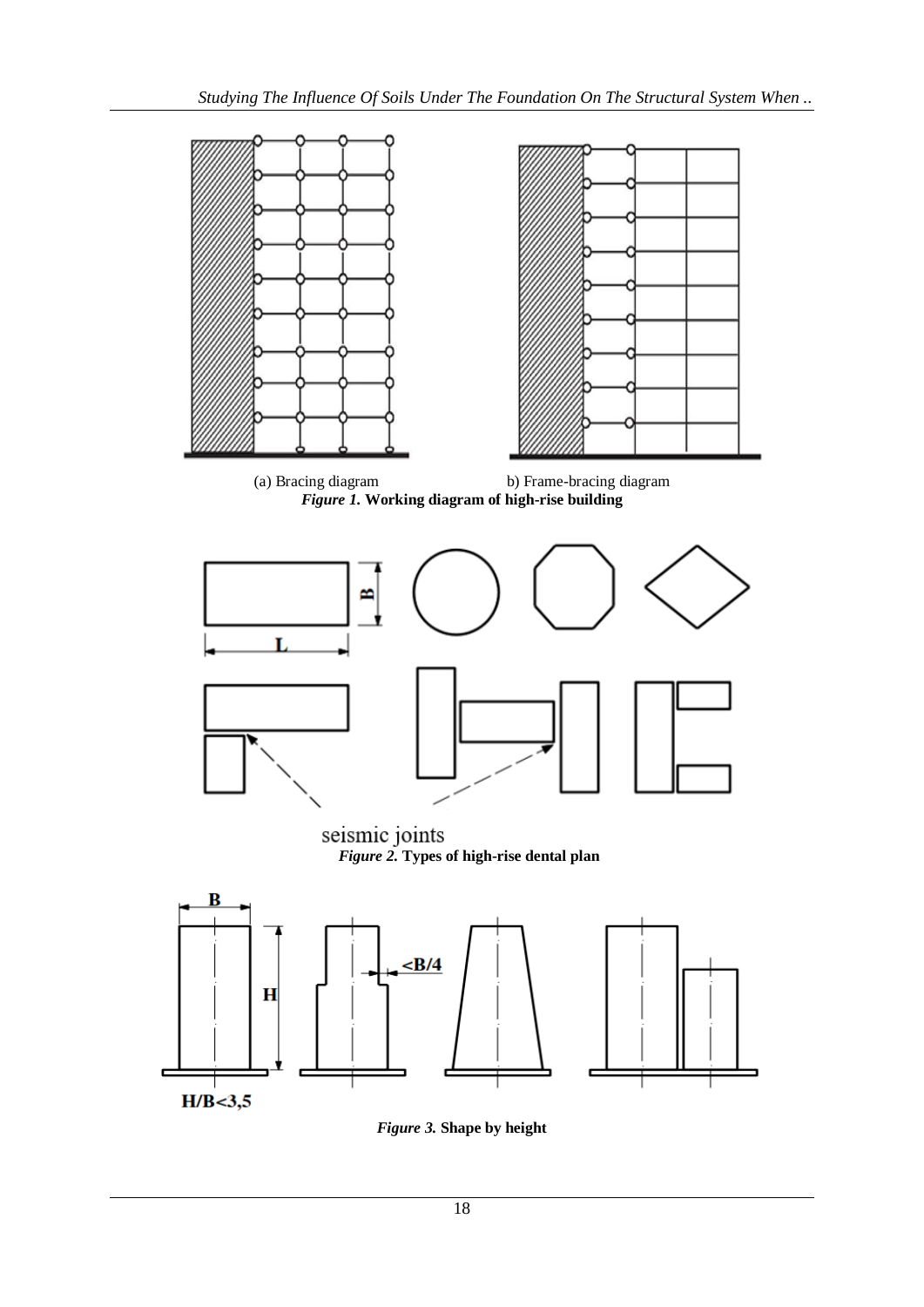(a) Bracing diagram b) Frame-bracing diagram

*Figure 1.* **Working diagram of high-rise building**

seismic joints

*Figure 2.* **Types of high-rise dental plan**

*Figure 3.* **Shape by height**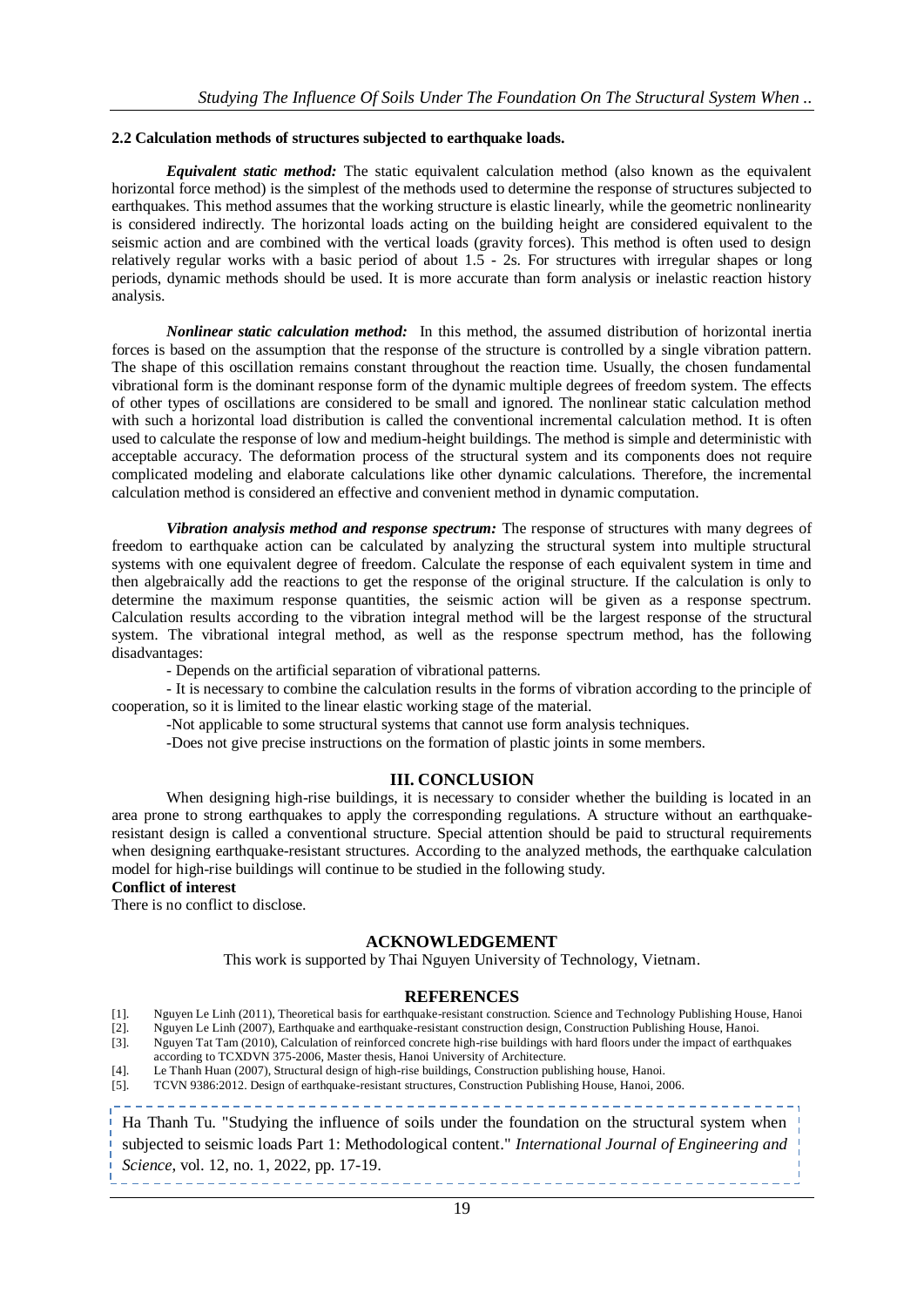### 2.2 Calculation methods of structures subjected to earthquake loads.

***Equivalent static method:*** The static equivalent calculation method (also known as the equivalent horizontal force method) is the simplest of the methods used to determine the response of structures subjected to earthquakes. This method assumes that the working structure is elastic linearly, while the geometric nonlinearity is considered indirectly. The horizontal loads acting on the building height are considered equivalent to the seismic action and are combined with the vertical loads (gravity forces). This method is often used to design relatively regular works with a basic period of about 1.5 - 2s. For structures with irregular shapes or long periods, dynamic methods should be used. It is more accurate than form analysis or inelastic reaction history analysis.

***Nonlinear static calculation method:*** In this method, the assumed distribution of horizontal inertia forces is based on the assumption that the response of the structure is controlled by a single vibration pattern. The shape of this oscillation remains constant throughout the reaction time. Usually, the chosen fundamental vibrational form is the dominant response form of the dynamic multiple degrees of freedom system. The effects of other types of oscillations are considered to be small and ignored. The nonlinear static calculation method with such a horizontal load distribution is called the conventional incremental calculation method. It is often used to calculate the response of low and medium-height buildings. The method is simple and deterministic with acceptable accuracy. The deformation process of the structural system and its components does not require complicated modeling and elaborate calculations like other dynamic calculations. Therefore, the incremental calculation method is considered an effective and convenient method in dynamic computation.

***Vibration analysis method and response spectrum:*** The response of structures with many degrees of freedom to earthquake action can be calculated by analyzing the structural system into multiple structural systems with one equivalent degree of freedom. Calculate the response of each equivalent system in time and then algebraically add the reactions to get the response of the original structure. If the calculation is only to determine the maximum response quantities, the seismic action will be given as a response spectrum. Calculation results according to the vibration integral method will be the largest response of the structural system. The vibrational integral method, as well as the response spectrum method, has the following disadvantages:

- Depends on the artificial separation of vibrational patterns.
- It is necessary to combine the calculation results in the forms of vibration according to the principle of cooperation, so it is limited to the linear elastic working stage of the material.
- Not applicable to some structural systems that cannot use form analysis techniques.
- Does not give precise instructions on the formation of plastic joints in some members.

## III. CONCLUSION

When designing high-rise buildings, it is necessary to consider whether the building is located in an area prone to strong earthquakes to apply the corresponding regulations. A structure without an earthquake-resistant design is called a conventional structure. Special attention should be paid to structural requirements when designing earthquake-resistant structures. According to the analyzed methods, the earthquake calculation model for high-rise buildings will continue to be studied in the following study.

**Conflict of interest**

There is no conflict to disclose.

## ACKNOWLEDGEMENT

This work is supported by Thai Nguyen University of Technology, Vietnam.

## REFERENCES

[1]. Nguyen Le Linh (2011), Theoretical basis for earthquake-resistant construction. Science and Technology Publishing House, Hanoi

[2]. Nguyen Le Linh (2007), Earthquake and earthquake-resistant construction design, Construction Publishing House, Hanoi.

[3]. Nguyen Tat Tam (2010), Calculation of reinforced concrete high-rise buildings with hard floors under the impact of earthquakes according to TCXDVN 375-2006, Master thesis, Hanoi University of Architecture.

[4]. Le Thanh Huan (2007), Structural design of high-rise buildings, Construction publishing house, Hanoi.

[5]. TCVN 9386:2012. Design of earthquake-resistant structures, Construction Publishing House, Hanoi, 2006.

Ha Thanh Tu. "Studying the influence of soils under the foundation on the structural system when subjected to seismic loads Part 1: Methodological content." *International Journal of Engineering and Science*, vol. 12, no. 1, 2022, pp. 17-19.